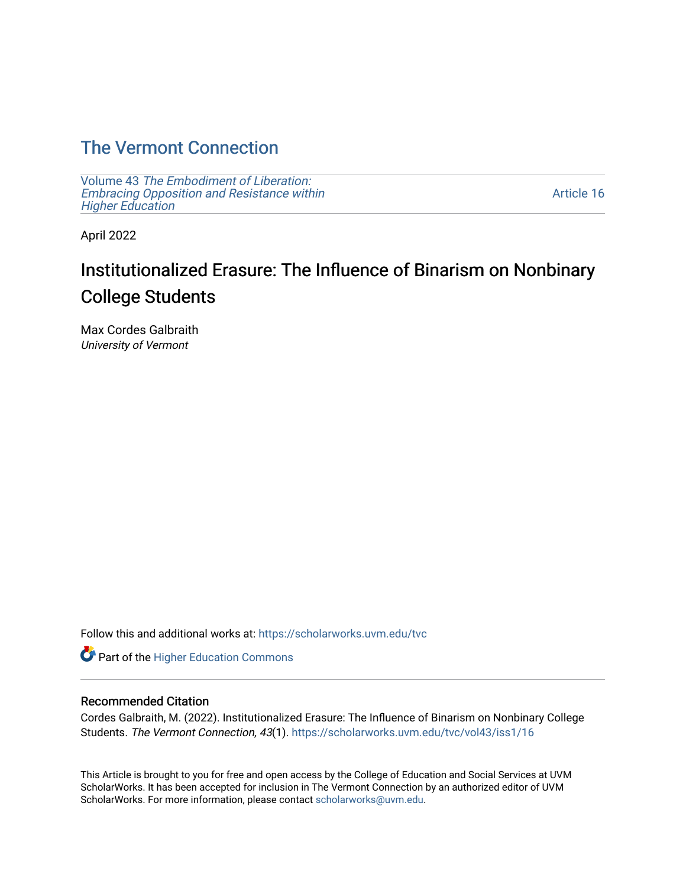# The Vermont Connection

Volume 43 *The Embodiment of Liberation: Embracing Opposition and Resistance within Higher Education* Article 16

April 2022

## Institutionalized Erasure: The Influence of Binarism on Nonbinary College Students

Max Cordes Galbraith
*University of Vermont*

Follow this and additional works at: https://scholarworks.uvm.edu/tvc

Part of the Higher Education Commons

### Recommended Citation

Cordes Galbraith, M. (2022). Institutionalized Erasure: The Influence of Binarism on Nonbinary College Students. *The Vermont Connection, 43*(1). https://scholarworks.uvm.edu/tvc/vol43/iss1/16

This Article is brought to you for free and open access by the College of Education and Social Services at UVM ScholarWorks. It has been accepted for inclusion in The Vermont Connection by an authorized editor of UVM ScholarWorks. For more information, please contact scholarworks@uvm.edu.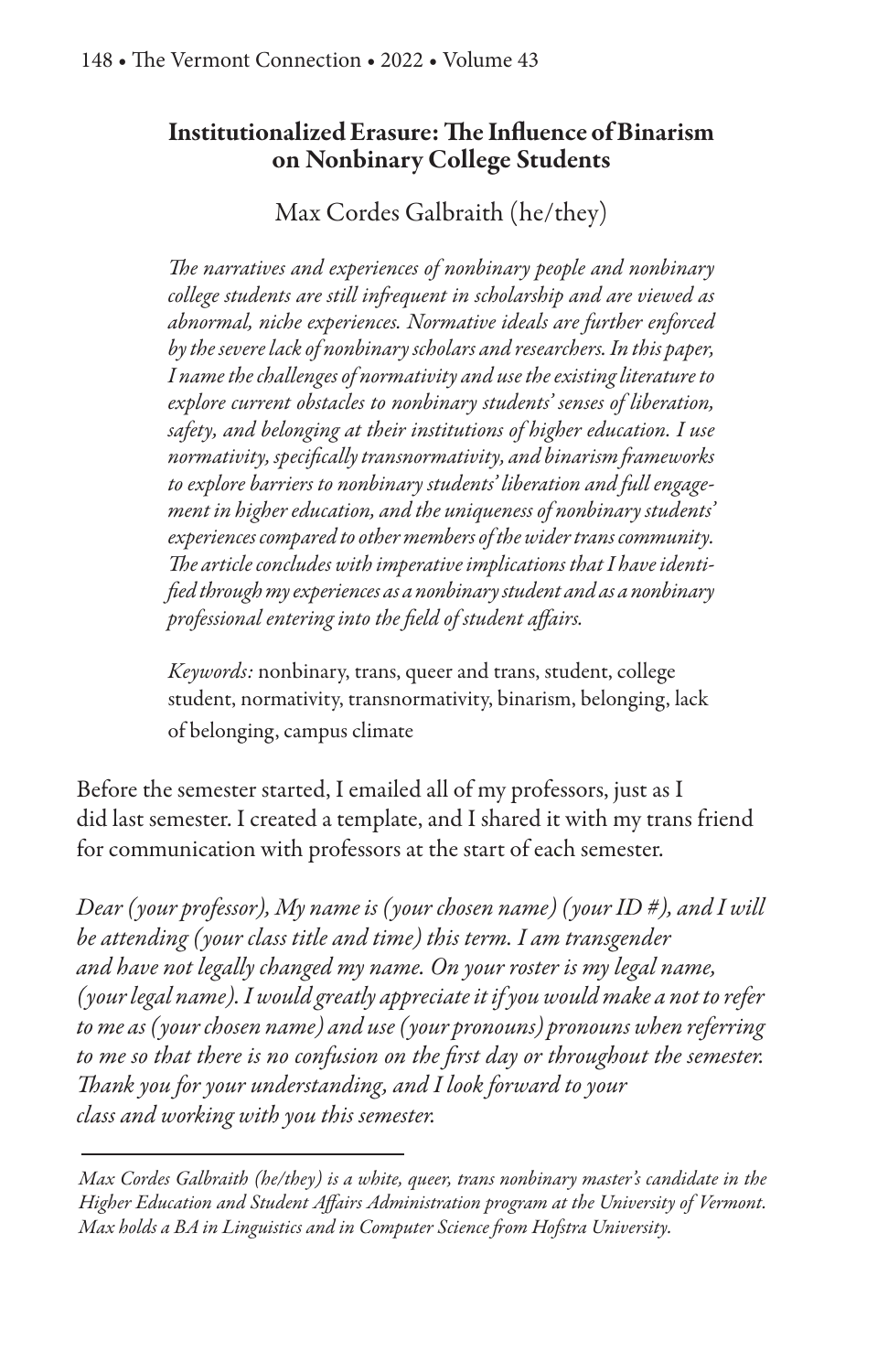## Institutionalized Erasure: The Influence of Binarism on Nonbinary College Students

Max Cordes Galbraith (he/they)

*The narratives and experiences of nonbinary people and nonbinary college students are still infrequent in scholarship and are viewed as abnormal, niche experiences. Normative ideals are further enforced by the severe lack of nonbinary scholars and researchers. In this paper, I name the challenges of normativity and use the existing literature to explore current obstacles to nonbinary students' senses of liberation, safety, and belonging at their institutions of higher education. I use normativity, specifically transnormativity, and binarism frameworks to explore barriers to nonbinary students' liberation and full engagement in higher education, and the uniqueness of nonbinary students' experiences compared to other members of the wider trans community. The article concludes with imperative implications that I have identified through my experiences as a nonbinary student and as a nonbinary professional entering into the field of student affairs.*

*Keywords:* nonbinary, trans, queer and trans, student, college student, normativity, transnormativity, binarism, belonging, lack of belonging, campus climate

Before the semester started, I emailed all of my professors, just as I did last semester. I created a template, and I shared it with my trans friend for communication with professors at the start of each semester.

*Dear (your professor), My name is (your chosen name) (your ID #), and I will be attending (your class title and time) this term. I am transgender and have not legally changed my name. On your roster is my legal name, (your legal name). I would greatly appreciate it if you would make a not to refer to me as (your chosen name) and use (your pronouns) pronouns when referring to me so that there is no confusion on the first day or throughout the semester. Thank you for your understanding, and I look forward to your class and working with you this semester.*

---

*Max Cordes Galbraith (he/they) is a white, queer, trans nonbinary master's candidate in the Higher Education and Student Affairs Administration program at the University of Vermont. Max holds a BA in Linguistics and in Computer Science from Hofstra University.*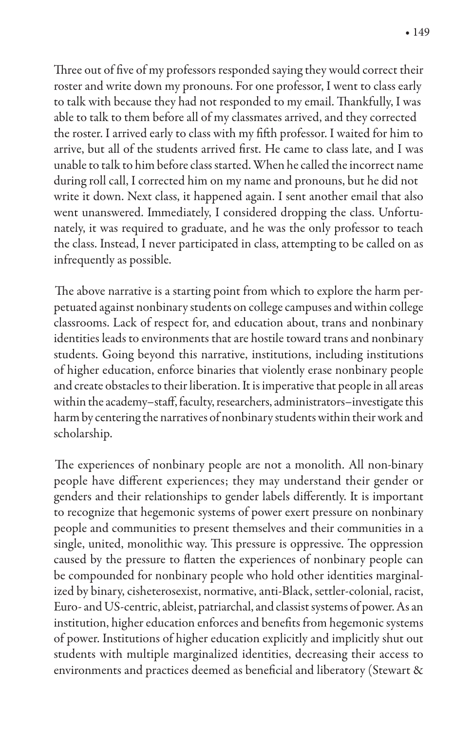Three out of five of my professors responded saying they would correct their roster and write down my pronouns. For one professor, I went to class early to talk with because they had not responded to my email. Thankfully, I was able to talk to them before all of my classmates arrived, and they corrected the roster. I arrived early to class with my fifth professor. I waited for him to arrive, but all of the students arrived first. He came to class late, and I was unable to talk to him before class started. When he called the incorrect name during roll call, I corrected him on my name and pronouns, but he did not write it down. Next class, it happened again. I sent another email that also went unanswered. Immediately, I considered dropping the class. Unfortunately, it was required to graduate, and he was the only professor to teach the class. Instead, I never participated in class, attempting to be called on as infrequently as possible.

The above narrative is a starting point from which to explore the harm perpetuated against nonbinary students on college campuses and within college classrooms. Lack of respect for, and education about, trans and nonbinary identities leads to environments that are hostile toward trans and nonbinary students. Going beyond this narrative, institutions, including institutions of higher education, enforce binaries that violently erase nonbinary people and create obstacles to their liberation. It is imperative that people in all areas within the academy–staff, faculty, researchers, administrators–investigate this harm by centering the narratives of nonbinary students within their work and scholarship.

The experiences of nonbinary people are not a monolith. All non-binary people have different experiences; they may understand their gender or genders and their relationships to gender labels differently. It is important to recognize that hegemonic systems of power exert pressure on nonbinary people and communities to present themselves and their communities in a single, united, monolithic way. This pressure is oppressive. The oppression caused by the pressure to flatten the experiences of nonbinary people can be compounded for nonbinary people who hold other identities marginalized by binary, cisheterosexist, normative, anti-Black, settler-colonial, racist, Euro- and US-centric, ableist, patriarchal, and classist systems of power. As an institution, higher education enforces and benefits from hegemonic systems of power. Institutions of higher education explicitly and implicitly shut out students with multiple marginalized identities, decreasing their access to environments and practices deemed as beneficial and liberatory (Stewart &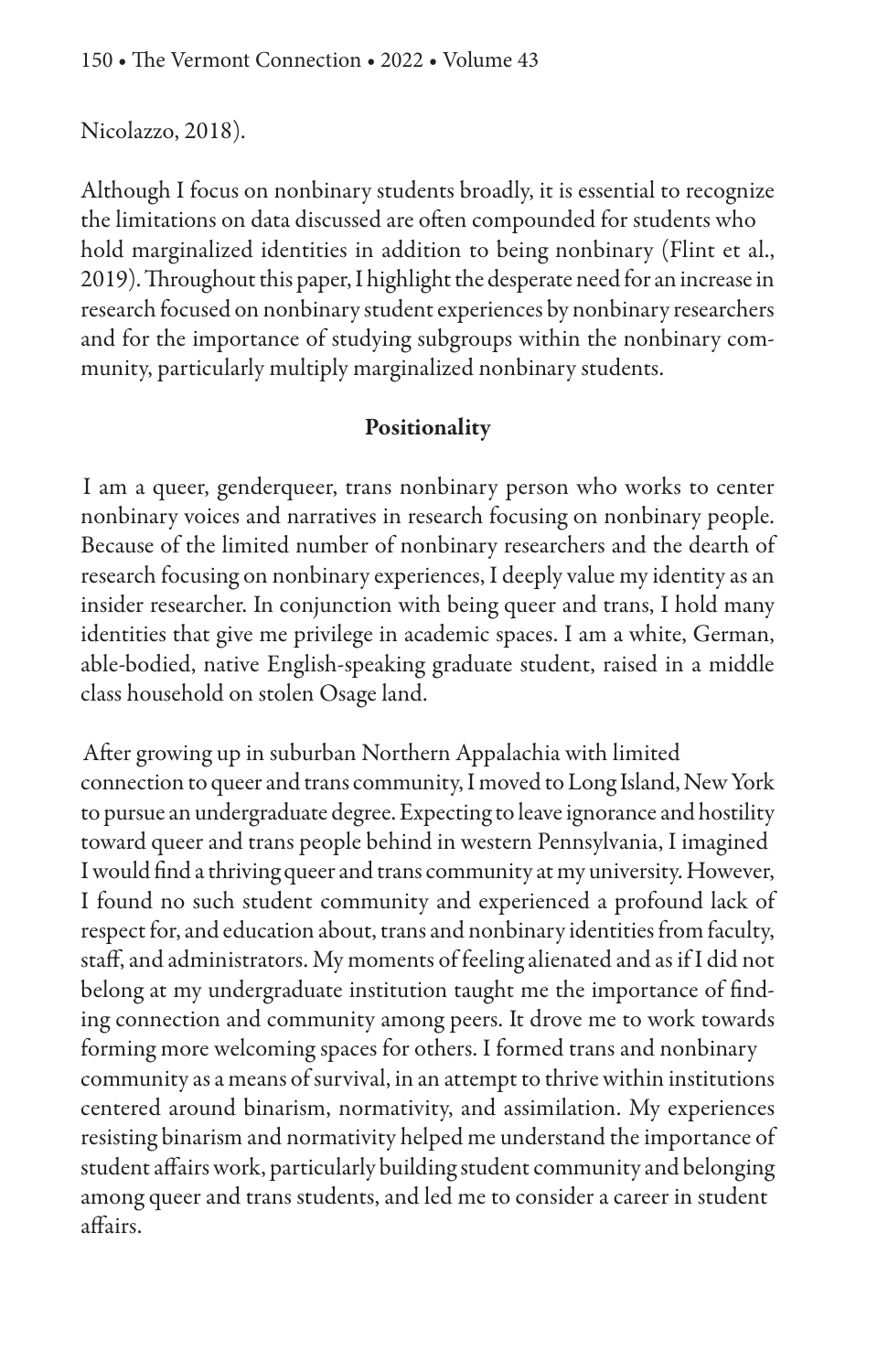Nicolazzo, 2018).

Although I focus on nonbinary students broadly, it is essential to recognize the limitations on data discussed are often compounded for students who hold marginalized identities in addition to being nonbinary (Flint et al., 2019). Throughout this paper, I highlight the desperate need for an increase in research focused on nonbinary student experiences by nonbinary researchers and for the importance of studying subgroups within the nonbinary community, particularly multiply marginalized nonbinary students.

## Positionality

I am a queer, genderqueer, trans nonbinary person who works to center nonbinary voices and narratives in research focusing on nonbinary people. Because of the limited number of nonbinary researchers and the dearth of research focusing on nonbinary experiences, I deeply value my identity as an insider researcher. In conjunction with being queer and trans, I hold many identities that give me privilege in academic spaces. I am a white, German, able-bodied, native English-speaking graduate student, raised in a middle class household on stolen Osage land.

After growing up in suburban Northern Appalachia with limited connection to queer and trans community, I moved to Long Island, New York to pursue an undergraduate degree. Expecting to leave ignorance and hostility toward queer and trans people behind in western Pennsylvania, I imagined I would find a thriving queer and trans community at my university. However, I found no such student community and experienced a profound lack of respect for, and education about, trans and nonbinary identities from faculty, staff, and administrators. My moments of feeling alienated and as if I did not belong at my undergraduate institution taught me the importance of finding connection and community among peers. It drove me to work towards forming more welcoming spaces for others. I formed trans and nonbinary community as a means of survival, in an attempt to thrive within institutions centered around binarism, normativity, and assimilation. My experiences resisting binarism and normativity helped me understand the importance of student affairs work, particularly building student community and belonging among queer and trans students, and led me to consider a career in student affairs.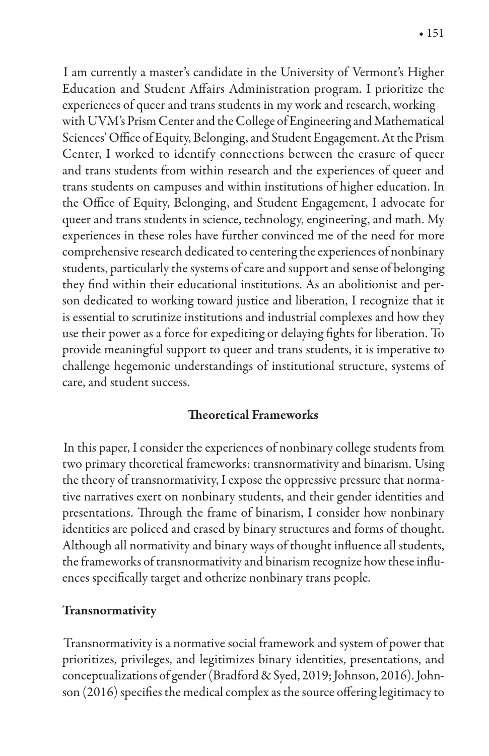I am currently a master's candidate in the University of Vermont's Higher Education and Student Affairs Administration program. I prioritize the experiences of queer and trans students in my work and research, working with UVM's Prism Center and the College of Engineering and Mathematical Sciences' Office of Equity, Belonging, and Student Engagement. At the Prism Center, I worked to identify connections between the erasure of queer and trans students from within research and the experiences of queer and trans students on campuses and within institutions of higher education. In the Office of Equity, Belonging, and Student Engagement, I advocate for queer and trans students in science, technology, engineering, and math. My experiences in these roles have further convinced me of the need for more comprehensive research dedicated to centering the experiences of nonbinary students, particularly the systems of care and support and sense of belonging they find within their educational institutions. As an abolitionist and person dedicated to working toward justice and liberation, I recognize that it is essential to scrutinize institutions and industrial complexes and how they use their power as a force for expediting or delaying fights for liberation. To provide meaningful support to queer and trans students, it is imperative to challenge hegemonic understandings of institutional structure, systems of care, and student success.

## Theoretical Frameworks

In this paper, I consider the experiences of nonbinary college students from two primary theoretical frameworks: transnormativity and binarism. Using the theory of transnormativity, I expose the oppressive pressure that normative narratives exert on nonbinary students, and their gender identities and presentations. Through the frame of binarism, I consider how nonbinary identities are policed and erased by binary structures and forms of thought. Although all normativity and binary ways of thought influence all students, the frameworks of transnormativity and binarism recognize how these influences specifically target and otherize nonbinary trans people.

### Transnormativity

Transnormativity is a normative social framework and system of power that prioritizes, privileges, and legitimizes binary identities, presentations, and conceptualizations of gender (Bradford & Syed, 2019; Johnson, 2016). Johnson (2016) specifies the medical complex as the source offering legitimacy to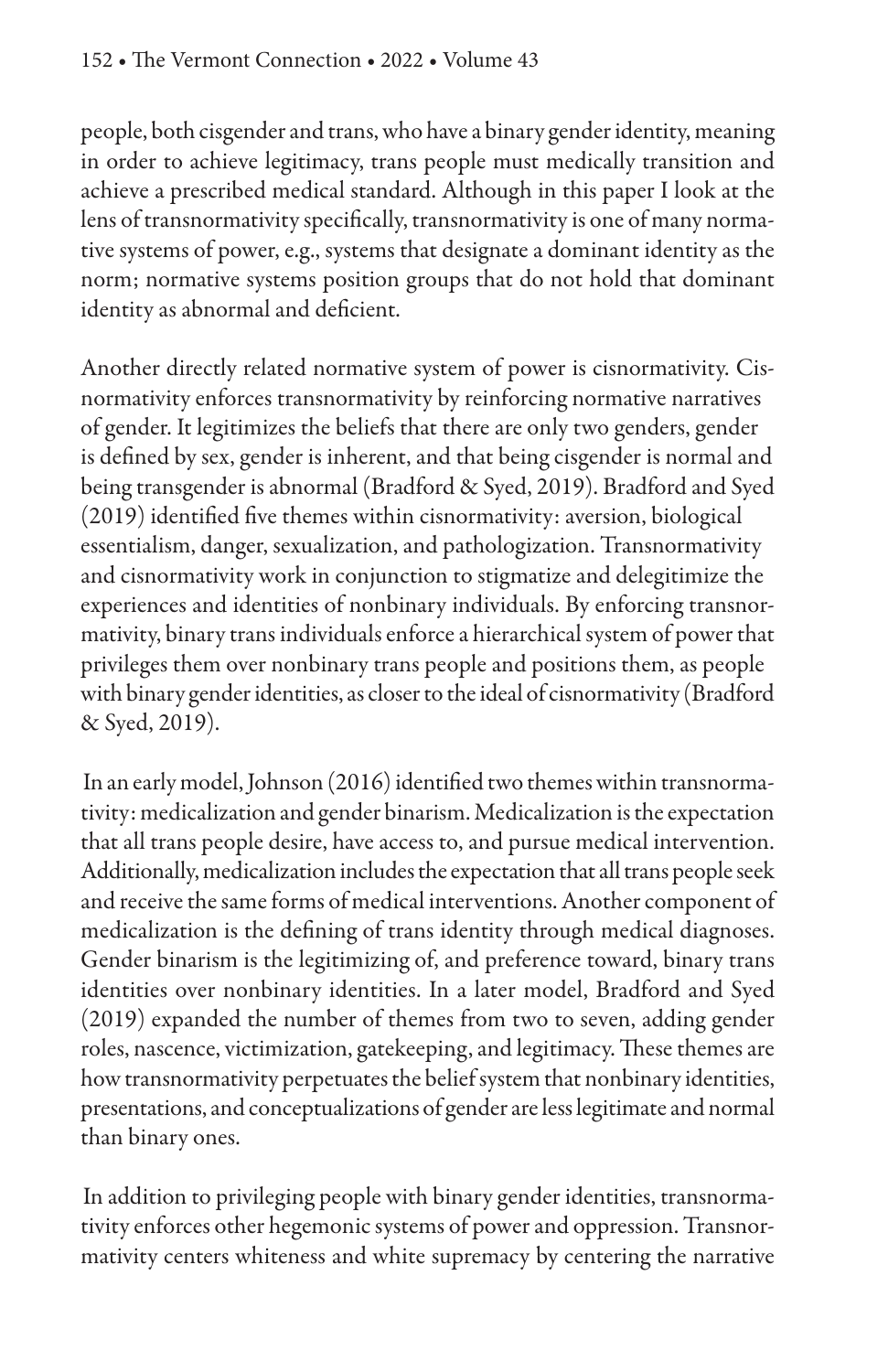people, both cisgender and trans, who have a binary gender identity, meaning in order to achieve legitimacy, trans people must medically transition and achieve a prescribed medical standard. Although in this paper I look at the lens of transnormativity specifically, transnormativity is one of many normative systems of power, e.g., systems that designate a dominant identity as the norm; normative systems position groups that do not hold that dominant identity as abnormal and deficient.

Another directly related normative system of power is cisnormativity. Cisnormativity enforces transnormativity by reinforcing normative narratives of gender. It legitimizes the beliefs that there are only two genders, gender is defined by sex, gender is inherent, and that being cisgender is normal and being transgender is abnormal (Bradford & Syed, 2019). Bradford and Syed (2019) identified five themes within cisnormativity: aversion, biological essentialism, danger, sexualization, and pathologization. Transnormativity and cisnormativity work in conjunction to stigmatize and delegitimize the experiences and identities of nonbinary individuals. By enforcing transnormativity, binary trans individuals enforce a hierarchical system of power that privileges them over nonbinary trans people and positions them, as people with binary gender identities, as closer to the ideal of cisnormativity (Bradford & Syed, 2019).

In an early model, Johnson (2016) identified two themes within transnormativity: medicalization and gender binarism. Medicalization is the expectation that all trans people desire, have access to, and pursue medical intervention. Additionally, medicalization includes the expectation that all trans people seek and receive the same forms of medical interventions. Another component of medicalization is the defining of trans identity through medical diagnoses. Gender binarism is the legitimizing of, and preference toward, binary trans identities over nonbinary identities. In a later model, Bradford and Syed (2019) expanded the number of themes from two to seven, adding gender roles, nascence, victimization, gatekeeping, and legitimacy. These themes are how transnormativity perpetuates the belief system that nonbinary identities, presentations, and conceptualizations of gender are less legitimate and normal than binary ones.

In addition to privileging people with binary gender identities, transnormativity enforces other hegemonic systems of power and oppression. Transnormativity centers whiteness and white supremacy by centering the narrative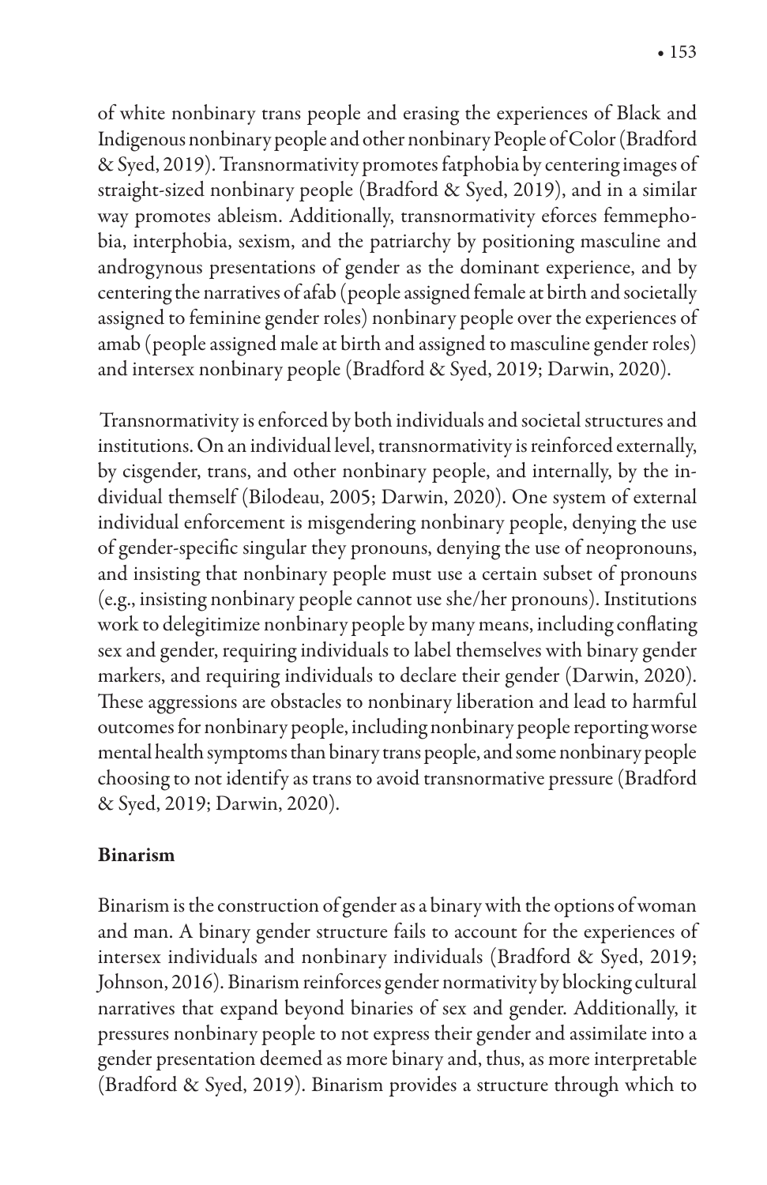of white nonbinary trans people and erasing the experiences of Black and Indigenous nonbinary people and other nonbinary People of Color (Bradford & Syed, 2019). Transnormativity promotes fatphobia by centering images of straight-sized nonbinary people (Bradford & Syed, 2019), and in a similar way promotes ableism. Additionally, transnormativity eforces femmephobia, interphobia, sexism, and the patriarchy by positioning masculine and androgynous presentations of gender as the dominant experience, and by centering the narratives of afab (people assigned female at birth and societally assigned to feminine gender roles) nonbinary people over the experiences of amab (people assigned male at birth and assigned to masculine gender roles) and intersex nonbinary people (Bradford & Syed, 2019; Darwin, 2020).

Transnormativity is enforced by both individuals and societal structures and institutions. On an individual level, transnormativity is reinforced externally, by cisgender, trans, and other nonbinary people, and internally, by the individual themself (Bilodeau, 2005; Darwin, 2020). One system of external individual enforcement is misgendering nonbinary people, denying the use of gender-specific singular they pronouns, denying the use of neopronouns, and insisting that nonbinary people must use a certain subset of pronouns (e.g., insisting nonbinary people cannot use she/her pronouns). Institutions work to delegitimize nonbinary people by many means, including conflating sex and gender, requiring individuals to label themselves with binary gender markers, and requiring individuals to declare their gender (Darwin, 2020). These aggressions are obstacles to nonbinary liberation and lead to harmful outcomes for nonbinary people, including nonbinary people reporting worse mental health symptoms than binary trans people, and some nonbinary people choosing to not identify as trans to avoid transnormative pressure (Bradford & Syed, 2019; Darwin, 2020).

**Binarism**

Binarism is the construction of gender as a binary with the options of woman and man. A binary gender structure fails to account for the experiences of intersex individuals and nonbinary individuals (Bradford & Syed, 2019; Johnson, 2016). Binarism reinforces gender normativity by blocking cultural narratives that expand beyond binaries of sex and gender. Additionally, it pressures nonbinary people to not express their gender and assimilate into a gender presentation deemed as more binary and, thus, as more interpretable (Bradford & Syed, 2019). Binarism provides a structure through which to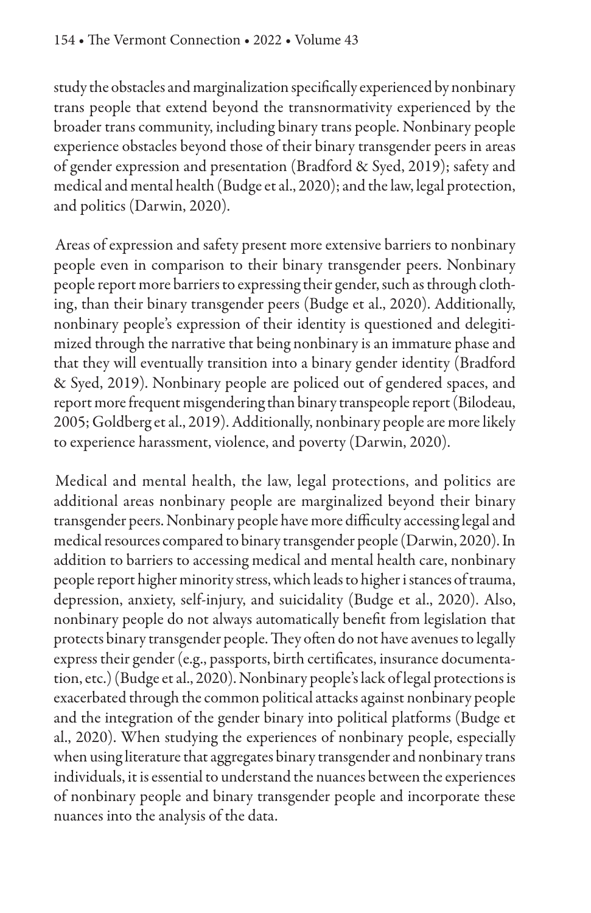study the obstacles and marginalization specifically experienced by nonbinary trans people that extend beyond the transnormativity experienced by the broader trans community, including binary trans people. Nonbinary people experience obstacles beyond those of their binary transgender peers in areas of gender expression and presentation (Bradford & Syed, 2019); safety and medical and mental health (Budge et al., 2020); and the law, legal protection, and politics (Darwin, 2020).

Areas of expression and safety present more extensive barriers to nonbinary people even in comparison to their binary transgender peers. Nonbinary people report more barriers to expressing their gender, such as through clothing, than their binary transgender peers (Budge et al., 2020). Additionally, nonbinary people's expression of their identity is questioned and delegitimized through the narrative that being nonbinary is an immature phase and that they will eventually transition into a binary gender identity (Bradford & Syed, 2019). Nonbinary people are policed out of gendered spaces, and report more frequent misgendering than binary transpeople report (Bilodeau, 2005; Goldberg et al., 2019). Additionally, nonbinary people are more likely to experience harassment, violence, and poverty (Darwin, 2020).

Medical and mental health, the law, legal protections, and politics are additional areas nonbinary people are marginalized beyond their binary transgender peers. Nonbinary people have more difficulty accessing legal and medical resources compared to binary transgender people (Darwin, 2020). In addition to barriers to accessing medical and mental health care, nonbinary people report higher minority stress, which leads to higher i stances of trauma, depression, anxiety, self-injury, and suicidality (Budge et al., 2020). Also, nonbinary people do not always automatically benefit from legislation that protects binary transgender people. They often do not have avenues to legally express their gender (e.g., passports, birth certificates, insurance documentation, etc.) (Budge et al., 2020). Nonbinary people's lack of legal protections is exacerbated through the common political attacks against nonbinary people and the integration of the gender binary into political platforms (Budge et al., 2020). When studying the experiences of nonbinary people, especially when using literature that aggregates binary transgender and nonbinary trans individuals, it is essential to understand the nuances between the experiences of nonbinary people and binary transgender people and incorporate these nuances into the analysis of the data.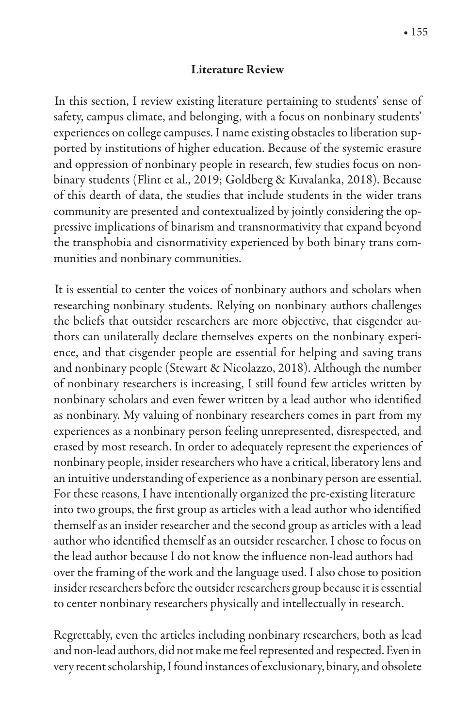## Literature Review

In this section, I review existing literature pertaining to students' sense of safety, campus climate, and belonging, with a focus on nonbinary students' experiences on college campuses. I name existing obstacles to liberation supported by institutions of higher education. Because of the systemic erasure and oppression of nonbinary people in research, few studies focus on nonbinary students (Flint et al., 2019; Goldberg & Kuvalanka, 2018). Because of this dearth of data, the studies that include students in the wider trans community are presented and contextualized by jointly considering the oppressive implications of binarism and transnormativity that expand beyond the transphobia and cisnormativity experienced by both binary trans communities and nonbinary communities.

It is essential to center the voices of nonbinary authors and scholars when researching nonbinary students. Relying on nonbinary authors challenges the beliefs that outsider researchers are more objective, that cisgender authors can unilaterally declare themselves experts on the nonbinary experience, and that cisgender people are essential for helping and saving trans and nonbinary people (Stewart & Nicolazzo, 2018). Although the number of nonbinary researchers is increasing, I still found few articles written by nonbinary scholars and even fewer written by a lead author who identified as nonbinary. My valuing of nonbinary researchers comes in part from my experiences as a nonbinary person feeling unrepresented, disrespected, and erased by most research. In order to adequately represent the experiences of nonbinary people, insider researchers who have a critical, liberatory lens and an intuitive understanding of experience as a nonbinary person are essential. For these reasons, I have intentionally organized the pre-existing literature into two groups, the first group as articles with a lead author who identified themself as an insider researcher and the second group as articles with a lead author who identified themself as an outsider researcher. I chose to focus on the lead author because I do not know the influence non-lead authors had over the framing of the work and the language used. I also chose to position insider researchers before the outsider researchers group because it is essential to center nonbinary researchers physically and intellectually in research.

Regrettably, even the articles including nonbinary researchers, both as lead and non-lead authors, did not make me feel represented and respected. Even in very recent scholarship, I found instances of exclusionary, binary, and obsolete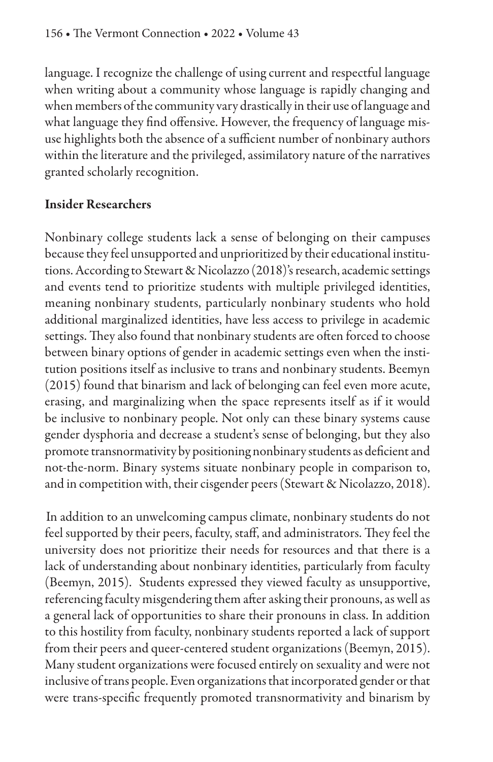language. I recognize the challenge of using current and respectful language when writing about a community whose language is rapidly changing and when members of the community vary drastically in their use of language and what language they find offensive. However, the frequency of language misuse highlights both the absence of a sufficient number of nonbinary authors within the literature and the privileged, assimilatory nature of the narratives granted scholarly recognition.

## Insider Researchers

Nonbinary college students lack a sense of belonging on their campuses because they feel unsupported and unprioritized by their educational institutions. According to Stewart & Nicolazzo (2018)'s research, academic settings and events tend to prioritize students with multiple privileged identities, meaning nonbinary students, particularly nonbinary students who hold additional marginalized identities, have less access to privilege in academic settings. They also found that nonbinary students are often forced to choose between binary options of gender in academic settings even when the institution positions itself as inclusive to trans and nonbinary students. Beemyn (2015) found that binarism and lack of belonging can feel even more acute, erasing, and marginalizing when the space represents itself as if it would be inclusive to nonbinary people. Not only can these binary systems cause gender dysphoria and decrease a student's sense of belonging, but they also promote transnormativity by positioning nonbinary students as deficient and not-the-norm. Binary systems situate nonbinary people in comparison to, and in competition with, their cisgender peers (Stewart & Nicolazzo, 2018).

In addition to an unwelcoming campus climate, nonbinary students do not feel supported by their peers, faculty, staff, and administrators. They feel the university does not prioritize their needs for resources and that there is a lack of understanding about nonbinary identities, particularly from faculty (Beemyn, 2015). Students expressed they viewed faculty as unsupportive, referencing faculty misgendering them after asking their pronouns, as well as a general lack of opportunities to share their pronouns in class. In addition to this hostility from faculty, nonbinary students reported a lack of support from their peers and queer-centered student organizations (Beemyn, 2015). Many student organizations were focused entirely on sexuality and were not inclusive of trans people. Even organizations that incorporated gender or that were trans-specific frequently promoted transnormativity and binarism by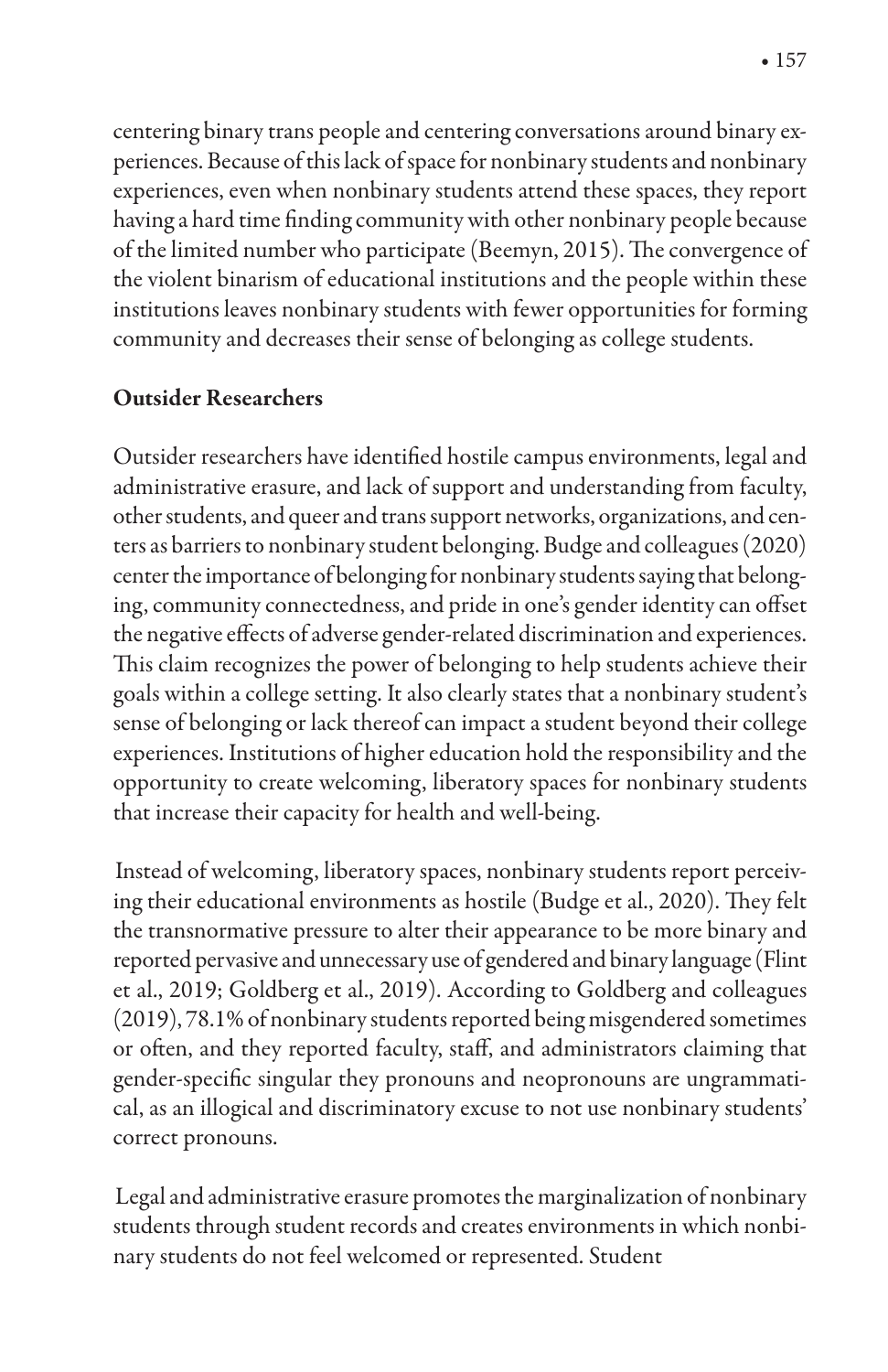centering binary trans people and centering conversations around binary experiences. Because of this lack of space for nonbinary students and nonbinary experiences, even when nonbinary students attend these spaces, they report having a hard time finding community with other nonbinary people because of the limited number who participate (Beemyn, 2015). The convergence of the violent binarism of educational institutions and the people within these institutions leaves nonbinary students with fewer opportunities for forming community and decreases their sense of belonging as college students.

## Outsider Researchers

Outsider researchers have identified hostile campus environments, legal and administrative erasure, and lack of support and understanding from faculty, other students, and queer and trans support networks, organizations, and centers as barriers to nonbinary student belonging. Budge and colleagues (2020) center the importance of belonging for nonbinary students saying that belonging, community connectedness, and pride in one's gender identity can offset the negative effects of adverse gender-related discrimination and experiences. This claim recognizes the power of belonging to help students achieve their goals within a college setting. It also clearly states that a nonbinary student's sense of belonging or lack thereof can impact a student beyond their college experiences. Institutions of higher education hold the responsibility and the opportunity to create welcoming, liberatory spaces for nonbinary students that increase their capacity for health and well-being.

Instead of welcoming, liberatory spaces, nonbinary students report perceiving their educational environments as hostile (Budge et al., 2020). They felt the transnormative pressure to alter their appearance to be more binary and reported pervasive and unnecessary use of gendered and binary language (Flint et al., 2019; Goldberg et al., 2019). According to Goldberg and colleagues (2019), 78.1% of nonbinary students reported being misgendered sometimes or often, and they reported faculty, staff, and administrators claiming that gender-specific singular they pronouns and neopronouns are ungrammatical, as an illogical and discriminatory excuse to not use nonbinary students' correct pronouns.

Legal and administrative erasure promotes the marginalization of nonbinary students through student records and creates environments in which nonbinary students do not feel welcomed or represented. Student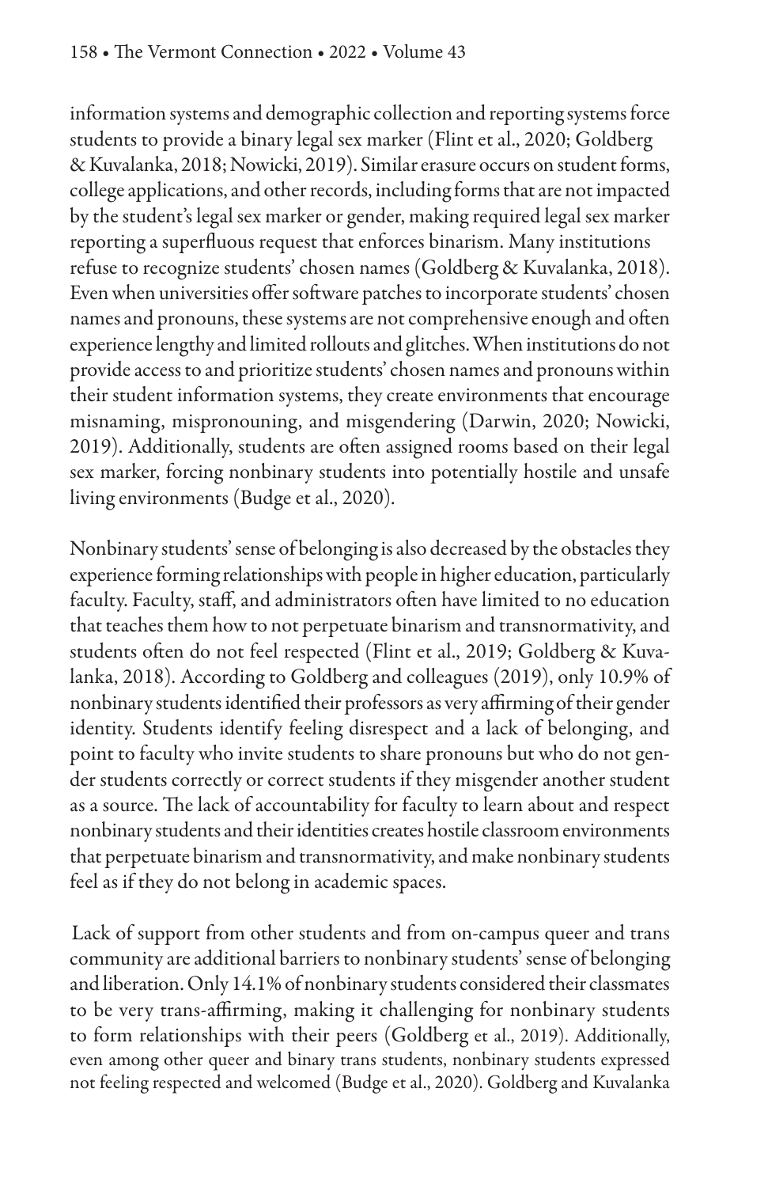information systems and demographic collection and reporting systems force students to provide a binary legal sex marker (Flint et al., 2020; Goldberg & Kuvalanka, 2018; Nowicki, 2019). Similar erasure occurs on student forms, college applications, and other records, including forms that are not impacted by the student's legal sex marker or gender, making required legal sex marker reporting a superfluous request that enforces binarism. Many institutions refuse to recognize students' chosen names (Goldberg & Kuvalanka, 2018). Even when universities offer software patches to incorporate students' chosen names and pronouns, these systems are not comprehensive enough and often experience lengthy and limited rollouts and glitches. When institutions do not provide access to and prioritize students' chosen names and pronouns within their student information systems, they create environments that encourage misnaming, mispronouning, and misgendering (Darwin, 2020; Nowicki, 2019). Additionally, students are often assigned rooms based on their legal sex marker, forcing nonbinary students into potentially hostile and unsafe living environments (Budge et al., 2020).

Nonbinary students' sense of belonging is also decreased by the obstacles they experience forming relationships with people in higher education, particularly faculty. Faculty, staff, and administrators often have limited to no education that teaches them how to not perpetuate binarism and transnormativity, and students often do not feel respected (Flint et al., 2019; Goldberg & Kuvalanka, 2018). According to Goldberg and colleagues (2019), only 10.9% of nonbinary students identified their professors as very affirming of their gender identity. Students identify feeling disrespect and a lack of belonging, and point to faculty who invite students to share pronouns but who do not gender students correctly or correct students if they misgender another student as a source. The lack of accountability for faculty to learn about and respect nonbinary students and their identities creates hostile classroom environments that perpetuate binarism and transnormativity, and make nonbinary students feel as if they do not belong in academic spaces.

Lack of support from other students and from on-campus queer and trans community are additional barriers to nonbinary students' sense of belonging and liberation. Only 14.1% of nonbinary students considered their classmates to be very trans-affirming, making it challenging for nonbinary students to form relationships with their peers (Goldberg et al., 2019). Additionally, even among other queer and binary trans students, nonbinary students expressed not feeling respected and welcomed (Budge et al., 2020). Goldberg and Kuvalanka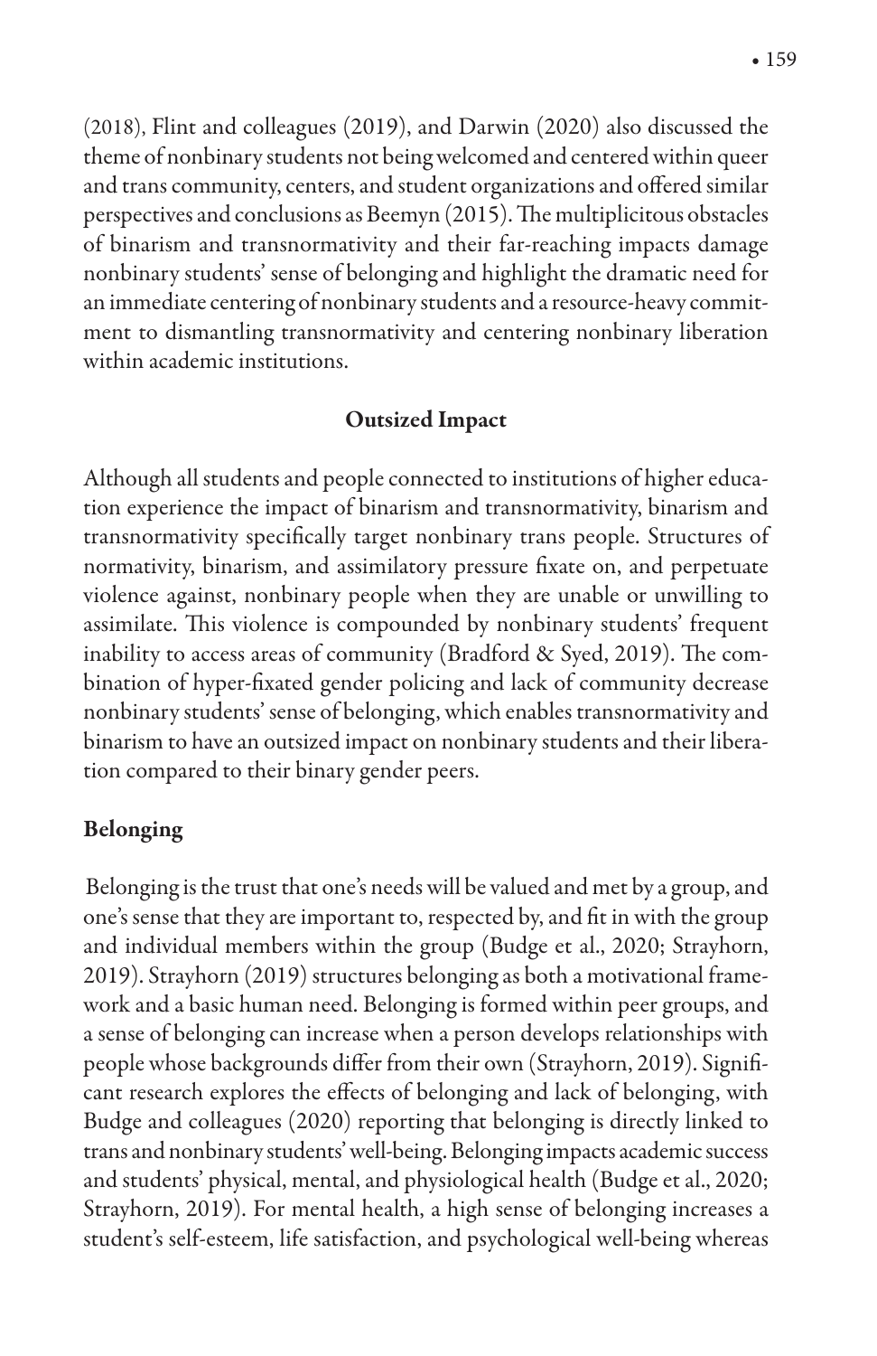(2018), Flint and colleagues (2019), and Darwin (2020) also discussed the theme of nonbinary students not being welcomed and centered within queer and trans community, centers, and student organizations and offered similar perspectives and conclusions as Beemyn (2015). The multiplicitous obstacles of binarism and transnormativity and their far-reaching impacts damage nonbinary students' sense of belonging and highlight the dramatic need for an immediate centering of nonbinary students and a resource-heavy commitment to dismantling transnormativity and centering nonbinary liberation within academic institutions.

## Outsized Impact

Although all students and people connected to institutions of higher education experience the impact of binarism and transnormativity, binarism and transnormativity specifically target nonbinary trans people. Structures of normativity, binarism, and assimilatory pressure fixate on, and perpetuate violence against, nonbinary people when they are unable or unwilling to assimilate. This violence is compounded by nonbinary students' frequent inability to access areas of community (Bradford & Syed, 2019). The combination of hyper-fixated gender policing and lack of community decrease nonbinary students' sense of belonging, which enables transnormativity and binarism to have an outsized impact on nonbinary students and their liberation compared to their binary gender peers.

### Belonging

Belonging is the trust that one's needs will be valued and met by a group, and one's sense that they are important to, respected by, and fit in with the group and individual members within the group (Budge et al., 2020; Strayhorn, 2019). Strayhorn (2019) structures belonging as both a motivational framework and a basic human need. Belonging is formed within peer groups, and a sense of belonging can increase when a person develops relationships with people whose backgrounds differ from their own (Strayhorn, 2019). Significant research explores the effects of belonging and lack of belonging, with Budge and colleagues (2020) reporting that belonging is directly linked to trans and nonbinary students' well-being. Belonging impacts academic success and students' physical, mental, and physiological health (Budge et al., 2020; Strayhorn, 2019). For mental health, a high sense of belonging increases a student's self-esteem, life satisfaction, and psychological well-being whereas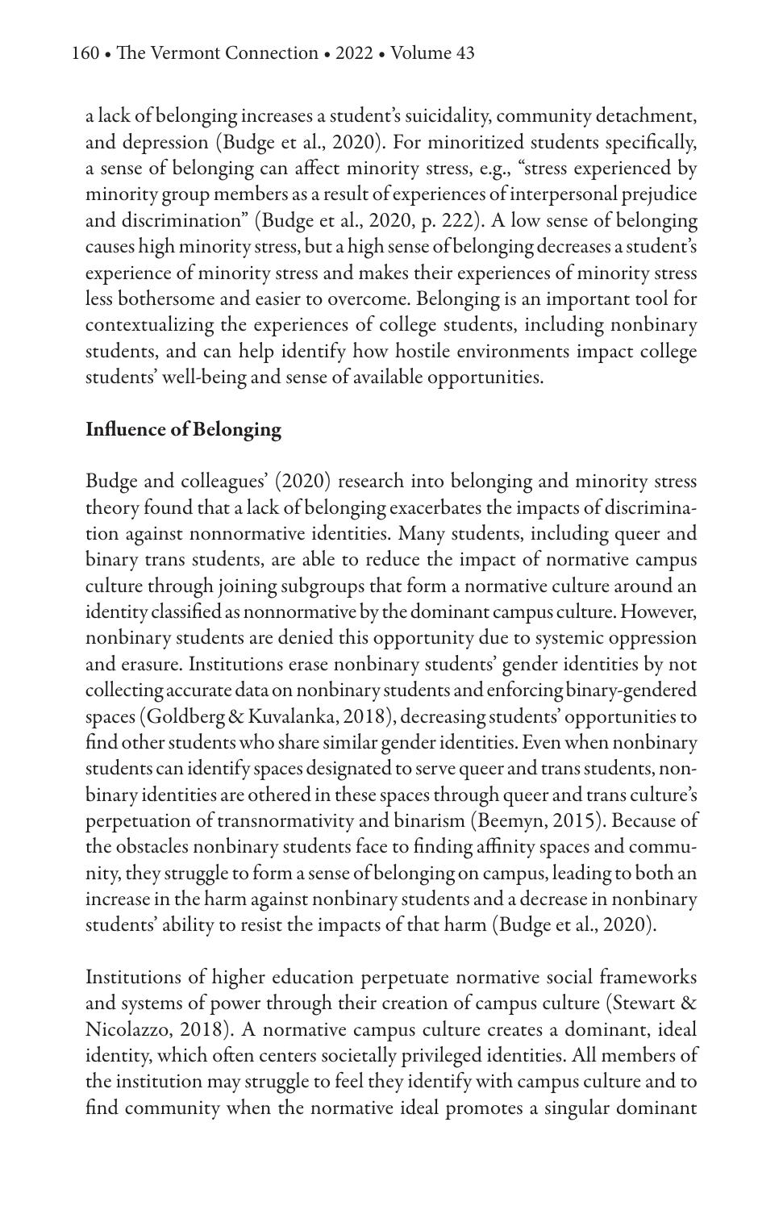a lack of belonging increases a student's suicidality, community detachment, and depression (Budge et al., 2020). For minoritized students specifically, a sense of belonging can affect minority stress, e.g., "stress experienced by minority group members as a result of experiences of interpersonal prejudice and discrimination" (Budge et al., 2020, p. 222). A low sense of belonging causes high minority stress, but a high sense of belonging decreases a student's experience of minority stress and makes their experiences of minority stress less bothersome and easier to overcome. Belonging is an important tool for contextualizing the experiences of college students, including nonbinary students, and can help identify how hostile environments impact college students' well-being and sense of available opportunities.

**Influence of Belonging**

Budge and colleagues' (2020) research into belonging and minority stress theory found that a lack of belonging exacerbates the impacts of discrimination against nonnormative identities. Many students, including queer and binary trans students, are able to reduce the impact of normative campus culture through joining subgroups that form a normative culture around an identity classified as nonnormative by the dominant campus culture. However, nonbinary students are denied this opportunity due to systemic oppression and erasure. Institutions erase nonbinary students' gender identities by not collecting accurate data on nonbinary students and enforcing binary-gendered spaces (Goldberg & Kuvalanka, 2018), decreasing students' opportunities to find other students who share similar gender identities. Even when nonbinary students can identify spaces designated to serve queer and trans students, nonbinary identities are othered in these spaces through queer and trans culture's perpetuation of transnormativity and binarism (Beemyn, 2015). Because of the obstacles nonbinary students face to finding affinity spaces and community, they struggle to form a sense of belonging on campus, leading to both an increase in the harm against nonbinary students and a decrease in nonbinary students' ability to resist the impacts of that harm (Budge et al., 2020).

Institutions of higher education perpetuate normative social frameworks and systems of power through their creation of campus culture (Stewart & Nicolazzo, 2018). A normative campus culture creates a dominant, ideal identity, which often centers societally privileged identities. All members of the institution may struggle to feel they identify with campus culture and to find community when the normative ideal promotes a singular dominant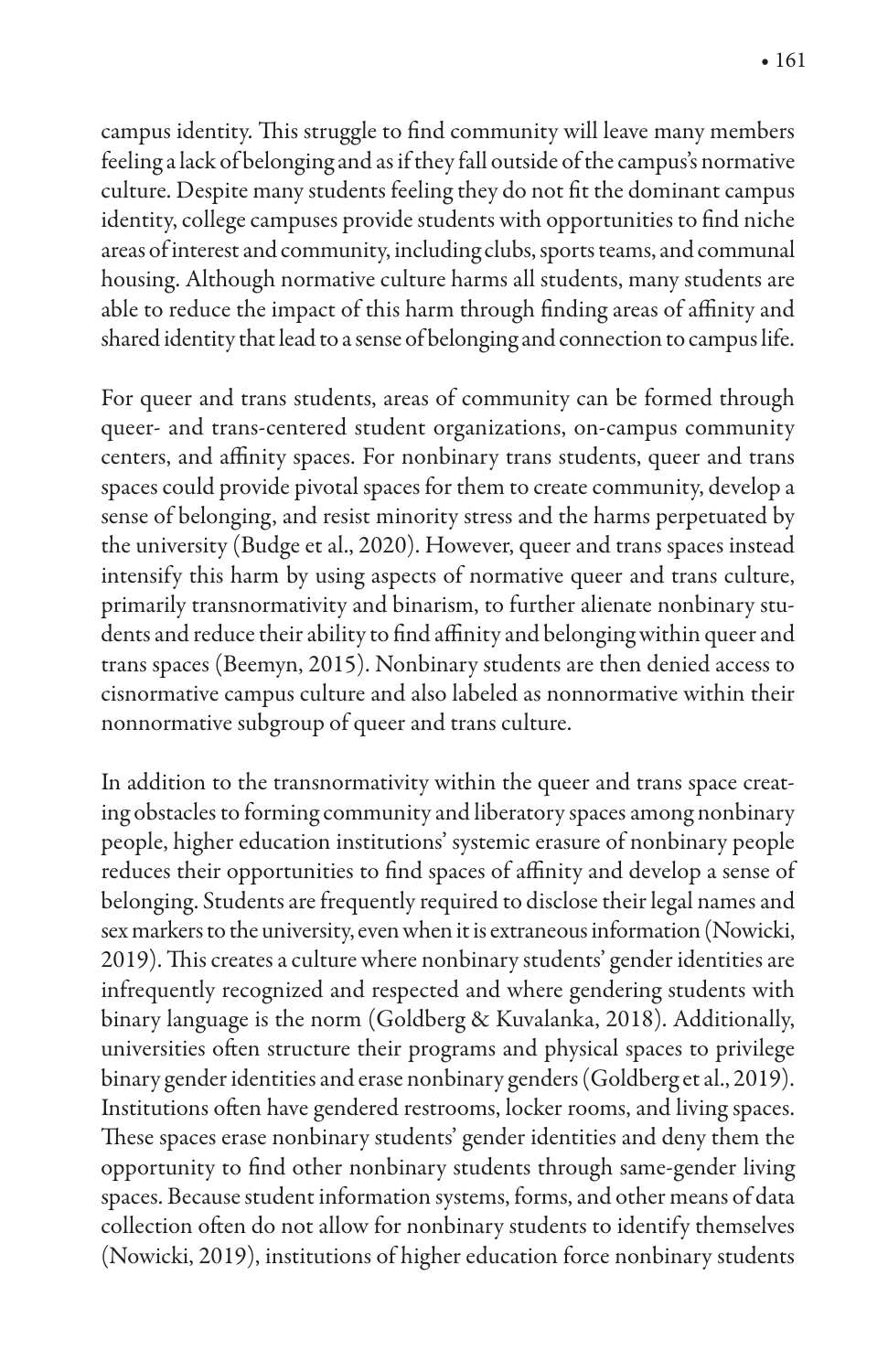campus identity. This struggle to find community will leave many members feeling a lack of belonging and as if they fall outside of the campus's normative culture. Despite many students feeling they do not fit the dominant campus identity, college campuses provide students with opportunities to find niche areas of interest and community, including clubs, sports teams, and communal housing. Although normative culture harms all students, many students are able to reduce the impact of this harm through finding areas of affinity and shared identity that lead to a sense of belonging and connection to campus life.

For queer and trans students, areas of community can be formed through queer- and trans-centered student organizations, on-campus community centers, and affinity spaces. For nonbinary trans students, queer and trans spaces could provide pivotal spaces for them to create community, develop a sense of belonging, and resist minority stress and the harms perpetuated by the university (Budge et al., 2020). However, queer and trans spaces instead intensify this harm by using aspects of normative queer and trans culture, primarily transnormativity and binarism, to further alienate nonbinary students and reduce their ability to find affinity and belonging within queer and trans spaces (Beemyn, 2015). Nonbinary students are then denied access to cisnormative campus culture and also labeled as nonnormative within their nonnormative subgroup of queer and trans culture.

In addition to the transnormativity within the queer and trans space creating obstacles to forming community and liberatory spaces among nonbinary people, higher education institutions' systemic erasure of nonbinary people reduces their opportunities to find spaces of affinity and develop a sense of belonging. Students are frequently required to disclose their legal names and sex markers to the university, even when it is extraneous information (Nowicki, 2019). This creates a culture where nonbinary students' gender identities are infrequently recognized and respected and where gendering students with binary language is the norm (Goldberg & Kuvalanka, 2018). Additionally, universities often structure their programs and physical spaces to privilege binary gender identities and erase nonbinary genders (Goldberg et al., 2019). Institutions often have gendered restrooms, locker rooms, and living spaces. These spaces erase nonbinary students' gender identities and deny them the opportunity to find other nonbinary students through same-gender living spaces. Because student information systems, forms, and other means of data collection often do not allow for nonbinary students to identify themselves (Nowicki, 2019), institutions of higher education force nonbinary students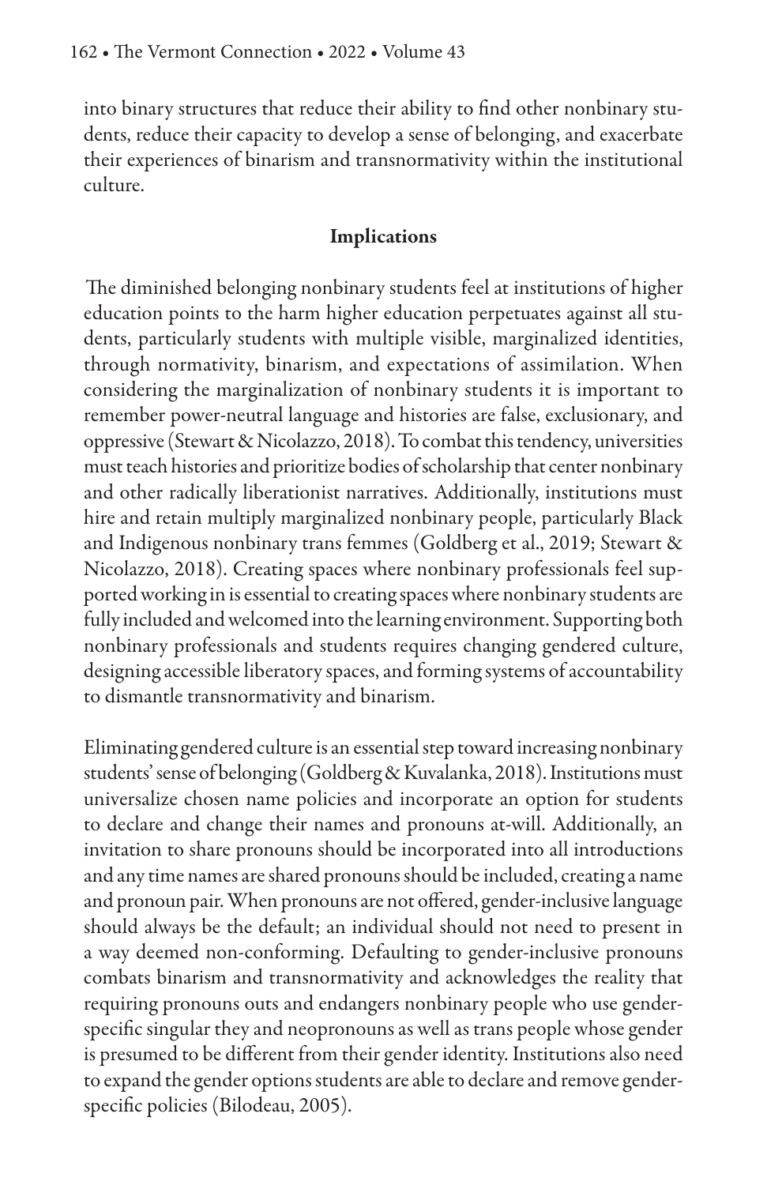into binary structures that reduce their ability to find other nonbinary students, reduce their capacity to develop a sense of belonging, and exacerbate their experiences of binarism and transnormativity within the institutional culture.

## Implications

The diminished belonging nonbinary students feel at institutions of higher education points to the harm higher education perpetuates against all students, particularly students with multiple visible, marginalized identities, through normativity, binarism, and expectations of assimilation. When considering the marginalization of nonbinary students it is important to remember power-neutral language and histories are false, exclusionary, and oppressive (Stewart & Nicolazzo, 2018). To combat this tendency, universities must teach histories and prioritize bodies of scholarship that center nonbinary and other radically liberationist narratives. Additionally, institutions must hire and retain multiply marginalized nonbinary people, particularly Black and Indigenous nonbinary trans femmes (Goldberg et al., 2019; Stewart & Nicolazzo, 2018). Creating spaces where nonbinary professionals feel supported working in is essential to creating spaces where nonbinary students are fully included and welcomed into the learning environment. Supporting both nonbinary professionals and students requires changing gendered culture, designing accessible liberatory spaces, and forming systems of accountability to dismantle transnormativity and binarism.

Eliminating gendered culture is an essential step toward increasing nonbinary students' sense of belonging (Goldberg & Kuvalanka, 2018). Institutions must universalize chosen name policies and incorporate an option for students to declare and change their names and pronouns at-will. Additionally, an invitation to share pronouns should be incorporated into all introductions and any time names are shared pronouns should be included, creating a name and pronoun pair. When pronouns are not offered, gender-inclusive language should always be the default; an individual should not need to present in a way deemed non-conforming. Defaulting to gender-inclusive pronouns combats binarism and transnormativity and acknowledges the reality that requiring pronouns outs and endangers nonbinary people who use gender-specific singular they and neopronouns as well as trans people whose gender is presumed to be different from their gender identity. Institutions also need to expand the gender options students are able to declare and remove gender-specific policies (Bilodeau, 2005).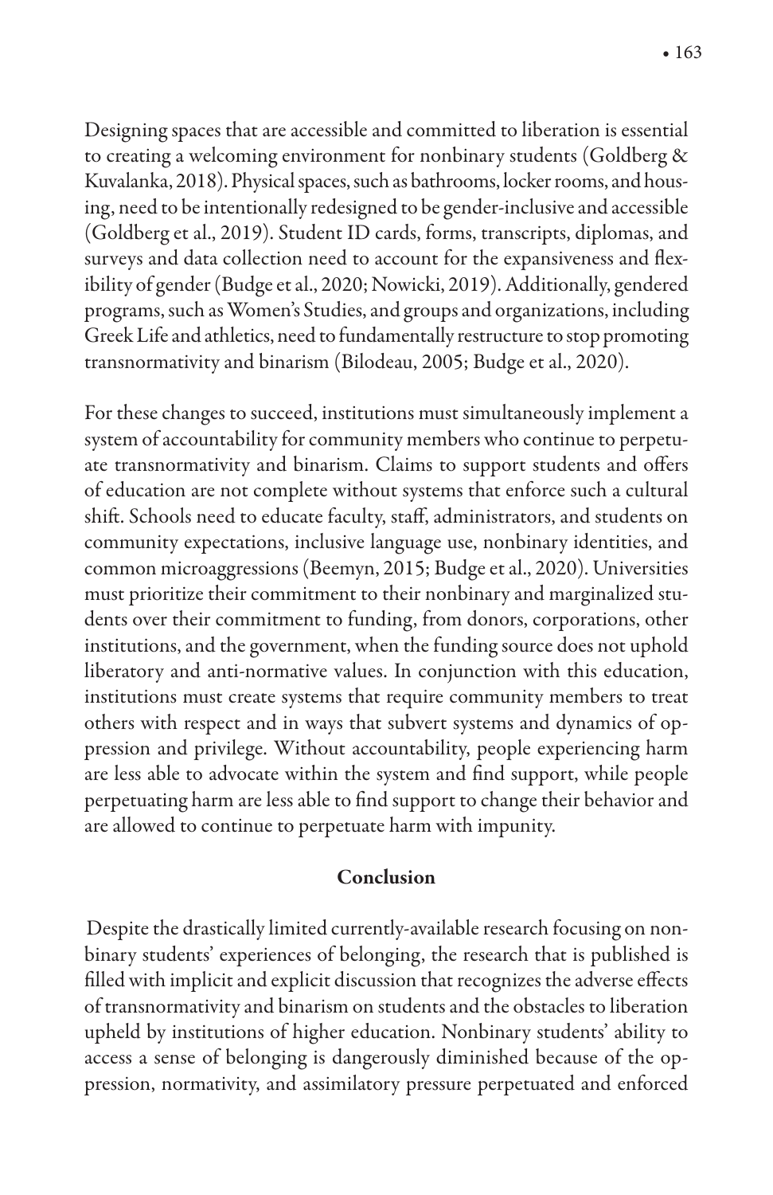Designing spaces that are accessible and committed to liberation is essential to creating a welcoming environment for nonbinary students (Goldberg & Kuvalanka, 2018). Physical spaces, such as bathrooms, locker rooms, and housing, need to be intentionally redesigned to be gender-inclusive and accessible (Goldberg et al., 2019). Student ID cards, forms, transcripts, diplomas, and surveys and data collection need to account for the expansiveness and flexibility of gender (Budge et al., 2020; Nowicki, 2019). Additionally, gendered programs, such as Women's Studies, and groups and organizations, including Greek Life and athletics, need to fundamentally restructure to stop promoting transnormativity and binarism (Bilodeau, 2005; Budge et al., 2020).

For these changes to succeed, institutions must simultaneously implement a system of accountability for community members who continue to perpetuate transnormativity and binarism. Claims to support students and offers of education are not complete without systems that enforce such a cultural shift. Schools need to educate faculty, staff, administrators, and students on community expectations, inclusive language use, nonbinary identities, and common microaggressions (Beemyn, 2015; Budge et al., 2020). Universities must prioritize their commitment to their nonbinary and marginalized students over their commitment to funding, from donors, corporations, other institutions, and the government, when the funding source does not uphold liberatory and anti-normative values. In conjunction with this education, institutions must create systems that require community members to treat others with respect and in ways that subvert systems and dynamics of oppression and privilege. Without accountability, people experiencing harm are less able to advocate within the system and find support, while people perpetuating harm are less able to find support to change their behavior and are allowed to continue to perpetuate harm with impunity.

## Conclusion

Despite the drastically limited currently-available research focusing on nonbinary students' experiences of belonging, the research that is published is filled with implicit and explicit discussion that recognizes the adverse effects of transnormativity and binarism on students and the obstacles to liberation upheld by institutions of higher education. Nonbinary students' ability to access a sense of belonging is dangerously diminished because of the oppression, normativity, and assimilatory pressure perpetuated and enforced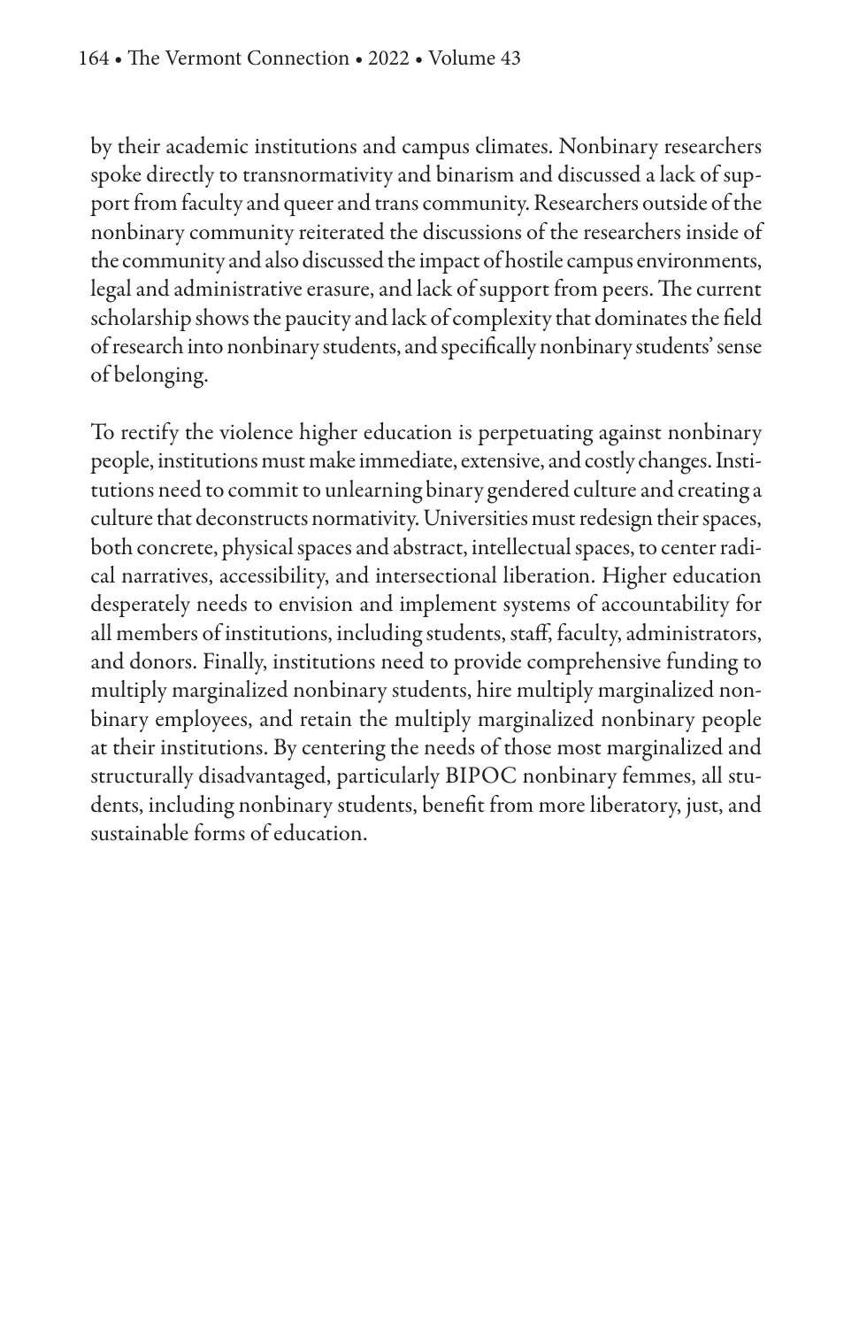by their academic institutions and campus climates. Nonbinary researchers spoke directly to transnormativity and binarism and discussed a lack of support from faculty and queer and trans community. Researchers outside of the nonbinary community reiterated the discussions of the researchers inside of the community and also discussed the impact of hostile campus environments, legal and administrative erasure, and lack of support from peers. The current scholarship shows the paucity and lack of complexity that dominates the field of research into nonbinary students, and specifically nonbinary students' sense of belonging.

To rectify the violence higher education is perpetuating against nonbinary people, institutions must make immediate, extensive, and costly changes. Institutions need to commit to unlearning binary gendered culture and creating a culture that deconstructs normativity. Universities must redesign their spaces, both concrete, physical spaces and abstract, intellectual spaces, to center radical narratives, accessibility, and intersectional liberation. Higher education desperately needs to envision and implement systems of accountability for all members of institutions, including students, staff, faculty, administrators, and donors. Finally, institutions need to provide comprehensive funding to multiply marginalized nonbinary students, hire multiply marginalized nonbinary employees, and retain the multiply marginalized nonbinary people at their institutions. By centering the needs of those most marginalized and structurally disadvantaged, particularly BIPOC nonbinary femmes, all students, including nonbinary students, benefit from more liberatory, just, and sustainable forms of education.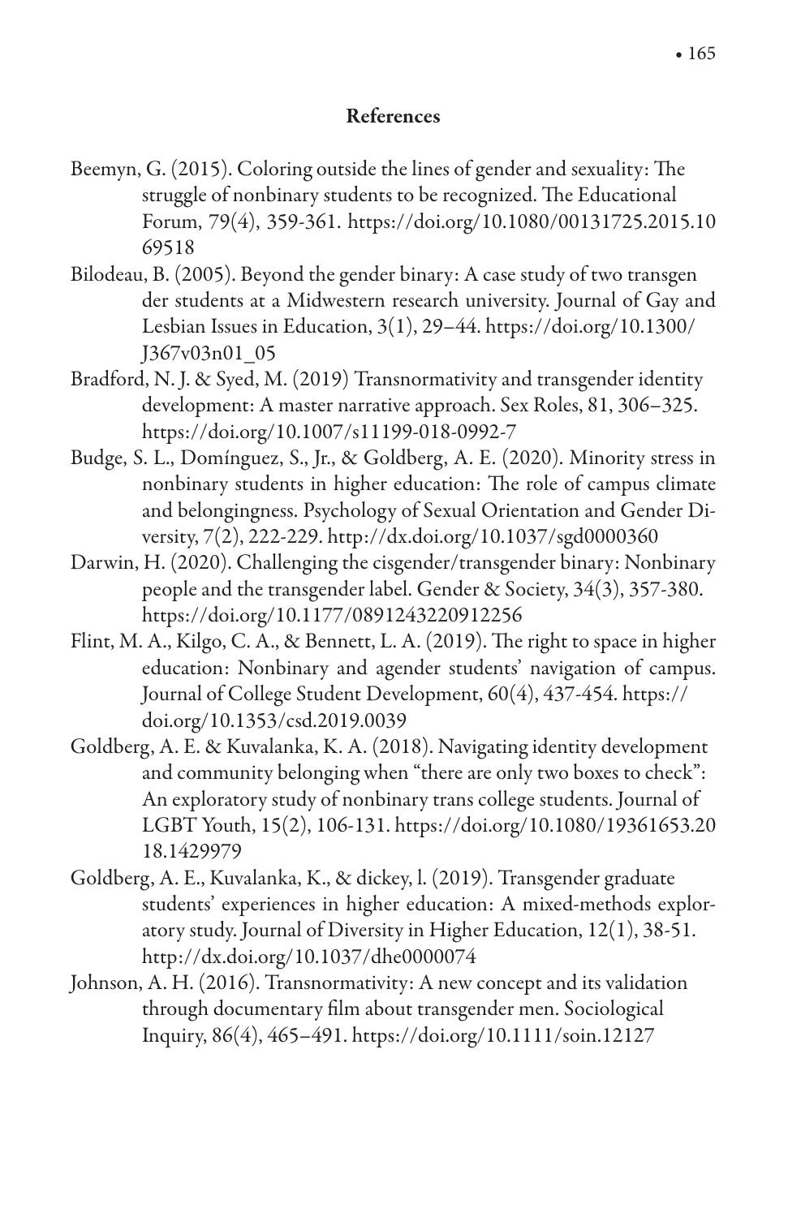## References

Beemyn, G. (2015). Coloring outside the lines of gender and sexuality: The struggle of nonbinary students to be recognized. The Educational Forum, 79(4), 359-361. https://doi.org/10.1080/00131725.2015.1069518

Bilodeau, B. (2005). Beyond the gender binary: A case study of two transgender students at a Midwestern research university. Journal of Gay and Lesbian Issues in Education, 3(1), 29–44. https://doi.org/10.1300/J367v03n01_05

Bradford, N. J. & Syed, M. (2019) Transnormativity and transgender identity development: A master narrative approach. Sex Roles, 81, 306–325. https://doi.org/10.1007/s11199-018-0992-7

Budge, S. L., Domínguez, S., Jr., & Goldberg, A. E. (2020). Minority stress in nonbinary students in higher education: The role of campus climate and belongingness. Psychology of Sexual Orientation and Gender Diversity, 7(2), 222-229. http://dx.doi.org/10.1037/sgd0000360

Darwin, H. (2020). Challenging the cisgender/transgender binary: Nonbinary people and the transgender label. Gender & Society, 34(3), 357-380. https://doi.org/10.1177/0891243220912256

Flint, M. A., Kilgo, C. A., & Bennett, L. A. (2019). The right to space in higher education: Nonbinary and agender students' navigation of campus. Journal of College Student Development, 60(4), 437-454. https://doi.org/10.1353/csd.2019.0039

Goldberg, A. E. & Kuvalanka, K. A. (2018). Navigating identity development and community belonging when "there are only two boxes to check": An exploratory study of nonbinary trans college students. Journal of LGBT Youth, 15(2), 106-131. https://doi.org/10.1080/19361653.2018.1429979

Goldberg, A. E., Kuvalanka, K., & dickey, l. (2019). Transgender graduate students' experiences in higher education: A mixed-methods exploratory study. Journal of Diversity in Higher Education, 12(1), 38-51. http://dx.doi.org/10.1037/dhe0000074

Johnson, A. H. (2016). Transnormativity: A new concept and its validation through documentary film about transgender men. Sociological Inquiry, 86(4), 465–491. https://doi.org/10.1111/soin.12127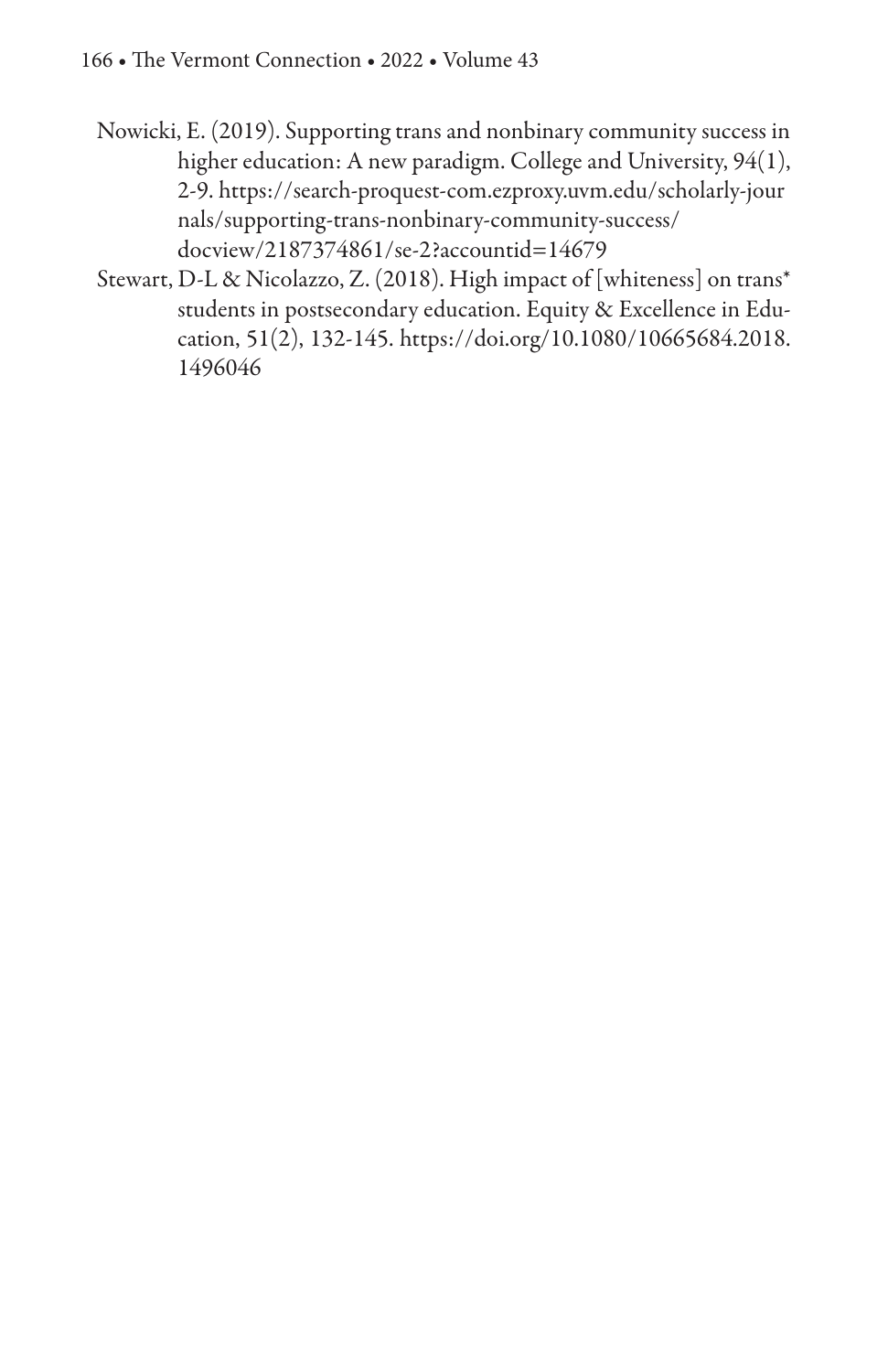Nowicki, E. (2019). Supporting trans and nonbinary community success in higher education: A new paradigm. College and University, 94(1), 2-9. https://search-proquest-com.ezproxy.uvm.edu/scholarly-journals/supporting-trans-nonbinary-community-success/docview/2187374861/se-2?accountid=14679

Stewart, D-L & Nicolazzo, Z. (2018). High impact of [whiteness] on trans* students in postsecondary education. Equity & Excellence in Education, 51(2), 132-145. https://doi.org/10.1080/10665684.2018.1496046